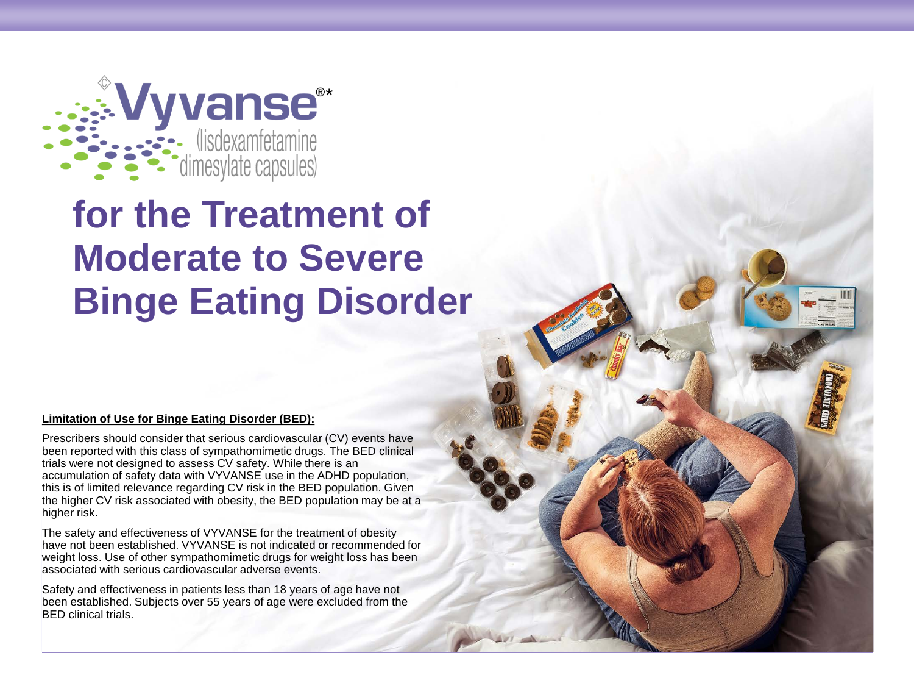# Vyvanse®*
(lisdexamfetamine dimesylate capsules)

# for the Treatment of Moderate to Severe Binge Eating Disorder

**Limitation of Use for Binge Eating Disorder (BED):**

Prescribers should consider that serious cardiovascular (CV) events have been reported with this class of sympathomimetic drugs. The BED clinical trials were not designed to assess CV safety. While there is an accumulation of safety data with VYVANSE use in the ADHD population, this is of limited relevance regarding CV risk in the BED population. Given the higher CV risk associated with obesity, the BED population may be at a higher risk.

The safety and effectiveness of VYVANSE for the treatment of obesity have not been established. VYVANSE is not indicated or recommended for weight loss. Use of other sympathomimetic drugs for weight loss has been associated with serious cardiovascular adverse events.

Safety and effectiveness in patients less than 18 years of age have not been established. Subjects over 55 years of age were excluded from the BED clinical trials.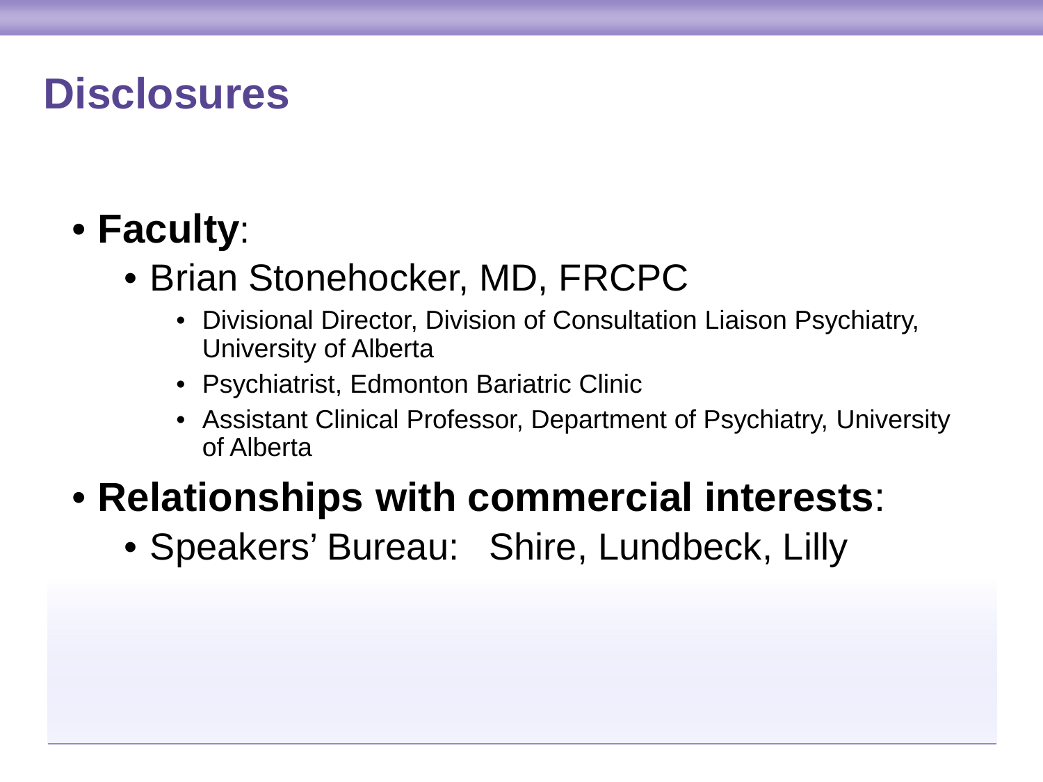# Disclosures

- **Faculty**:
  - Brian Stonehocker, MD, FRCPC
    - Divisional Director, Division of Consultation Liaison Psychiatry, University of Alberta
    - Psychiatrist, Edmonton Bariatric Clinic
    - Assistant Clinical Professor, Department of Psychiatry, University of Alberta
- **Relationships with commercial interests**:
  - Speakers' Bureau: Shire, Lundbeck, Lilly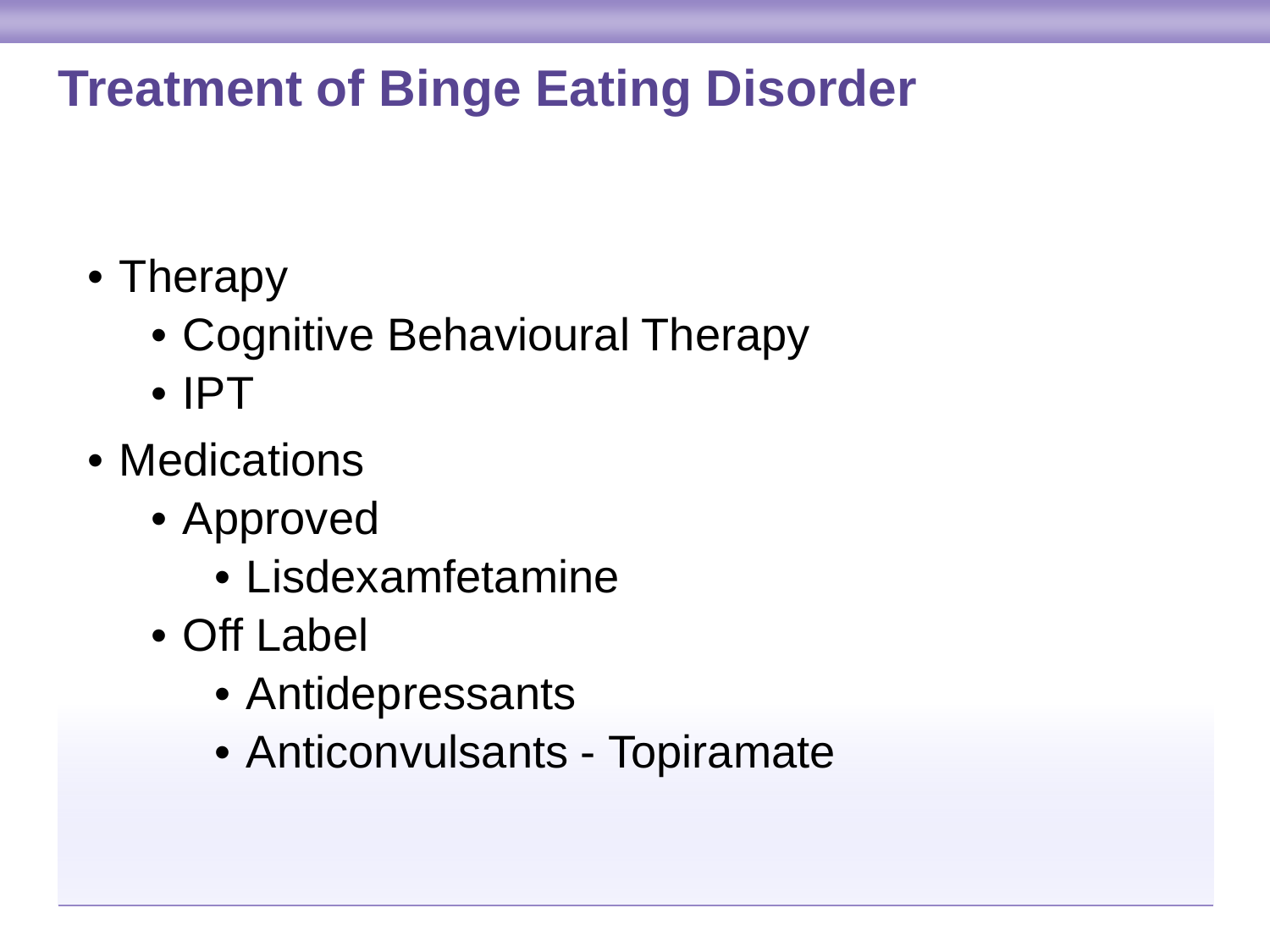# Treatment of Binge Eating Disorder

- Therapy
  - Cognitive Behavioural Therapy
  - IPT
- Medications
  - Approved
    - Lisdexamfetamine
  - Off Label
    - Antidepressants
    - Anticonvulsants - Topiramate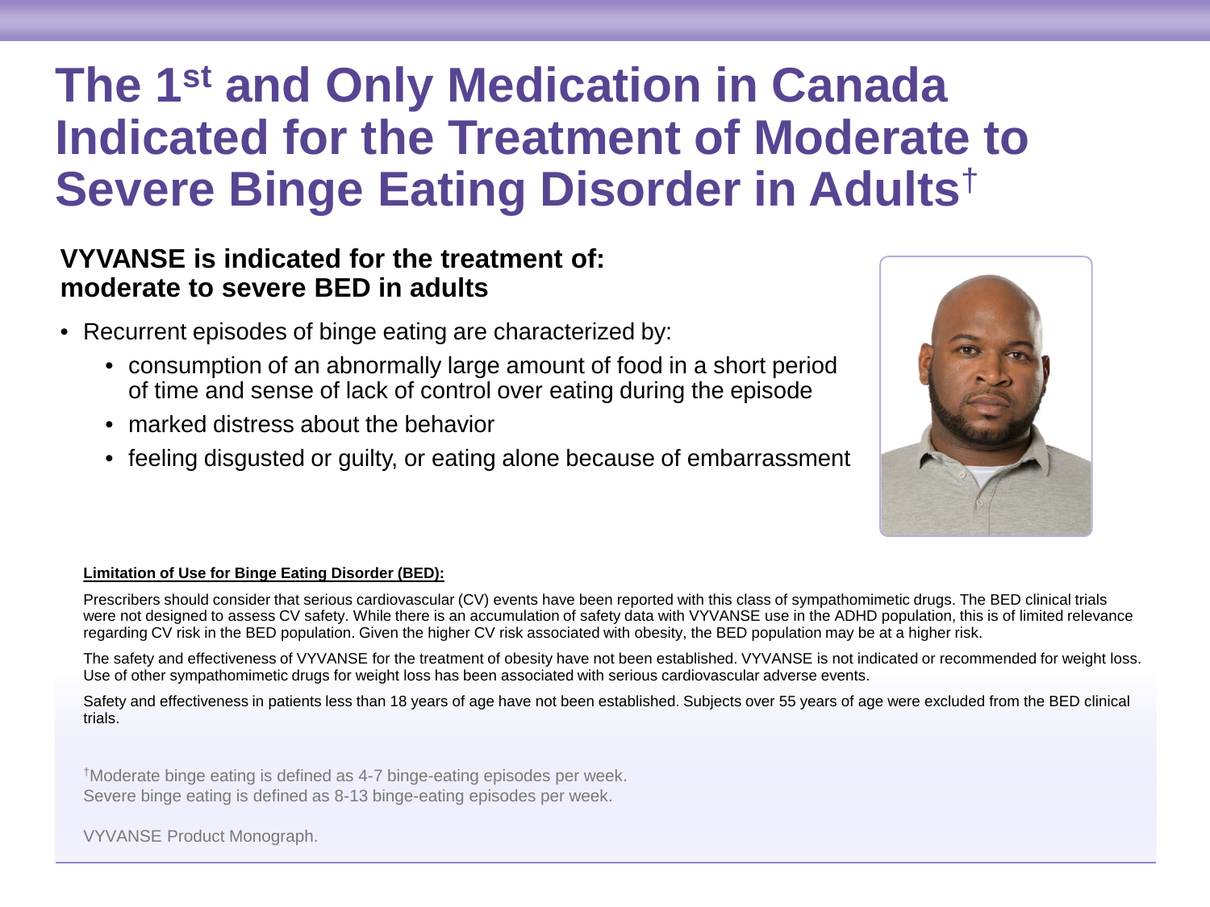# The 1st and Only Medication in Canada Indicated for the Treatment of Moderate to Severe Binge Eating Disorder in Adults†

**VYVANSE is indicated for the treatment of: moderate to severe BED in adults**

- Recurrent episodes of binge eating are characterized by:
  - consumption of an abnormally large amount of food in a short period of time and sense of lack of control over eating during the episode
  - marked distress about the behavior
  - feeling disgusted or guilty, or eating alone because of embarrassment

**Limitation of Use for Binge Eating Disorder (BED):**

Prescribers should consider that serious cardiovascular (CV) events have been reported with this class of sympathomimetic drugs. The BED clinical trials were not designed to assess CV safety. While there is an accumulation of safety data with VYVANSE use in the ADHD population, this is of limited relevance regarding CV risk in the BED population. Given the higher CV risk associated with obesity, the BED population may be at a higher risk.

The safety and effectiveness of VYVANSE for the treatment of obesity have not been established. VYVANSE is not indicated or recommended for weight loss. Use of other sympathomimetic drugs for weight loss has been associated with serious cardiovascular adverse events.

Safety and effectiveness in patients less than 18 years of age have not been established. Subjects over 55 years of age were excluded from the BED clinical trials.

†Moderate binge eating is defined as 4-7 binge-eating episodes per week.
Severe binge eating is defined as 8-13 binge-eating episodes per week.

VYVANSE Product Monograph.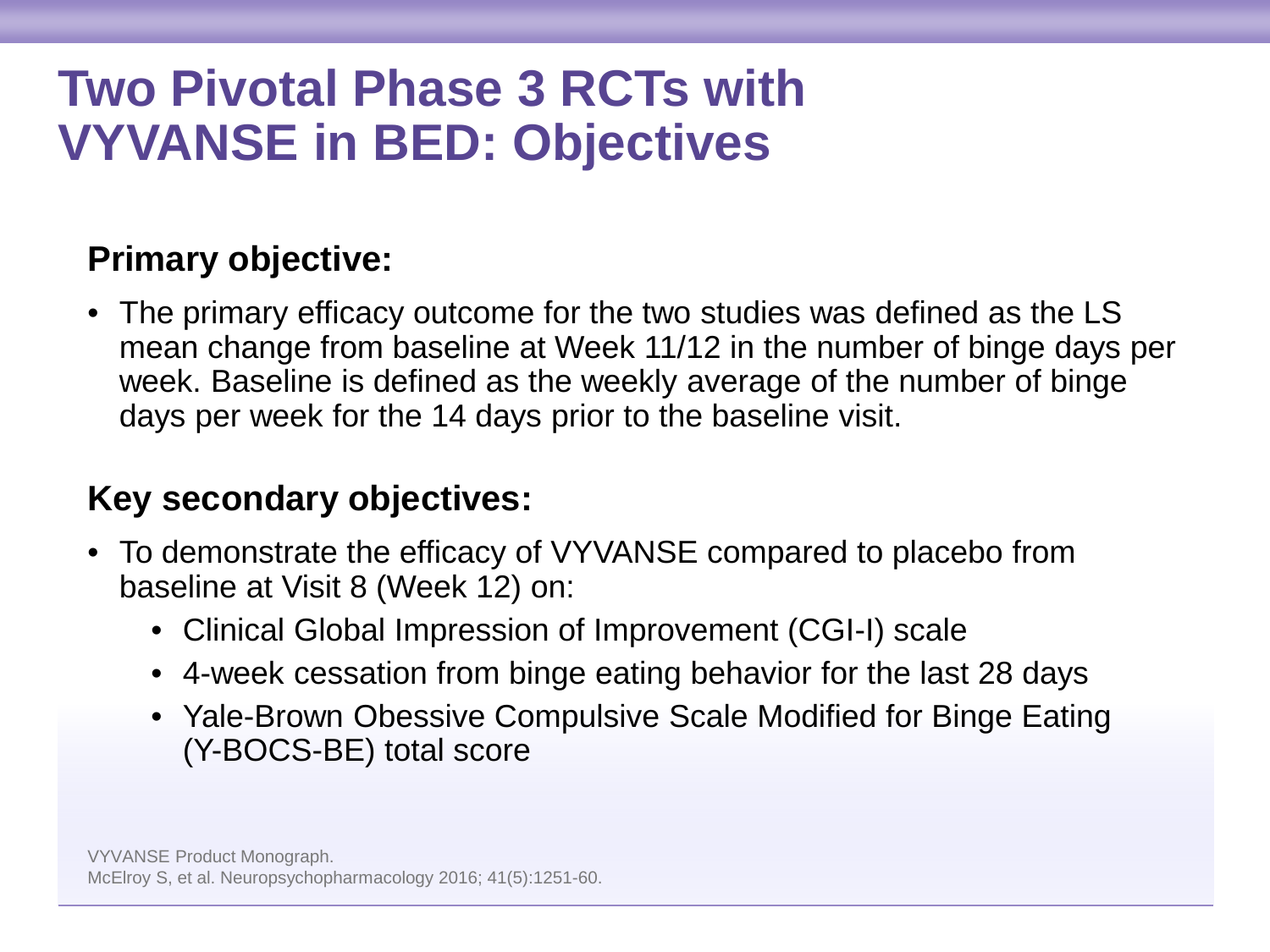# Two Pivotal Phase 3 RCTs with VYVANSE in BED: Objectives

**Primary objective:**

- The primary efficacy outcome for the two studies was defined as the LS mean change from baseline at Week 11/12 in the number of binge days per week. Baseline is defined as the weekly average of the number of binge days per week for the 14 days prior to the baseline visit.

**Key secondary objectives:**

- To demonstrate the efficacy of VYVANSE compared to placebo from baseline at Visit 8 (Week 12) on:
  - Clinical Global Impression of Improvement (CGI-I) scale
  - 4-week cessation from binge eating behavior for the last 28 days
  - Yale-Brown Obessive Compulsive Scale Modified for Binge Eating (Y-BOCS-BE) total score

VYVANSE Product Monograph.
McElroy S, et al. Neuropsychopharmacology 2016; 41(5):1251-60.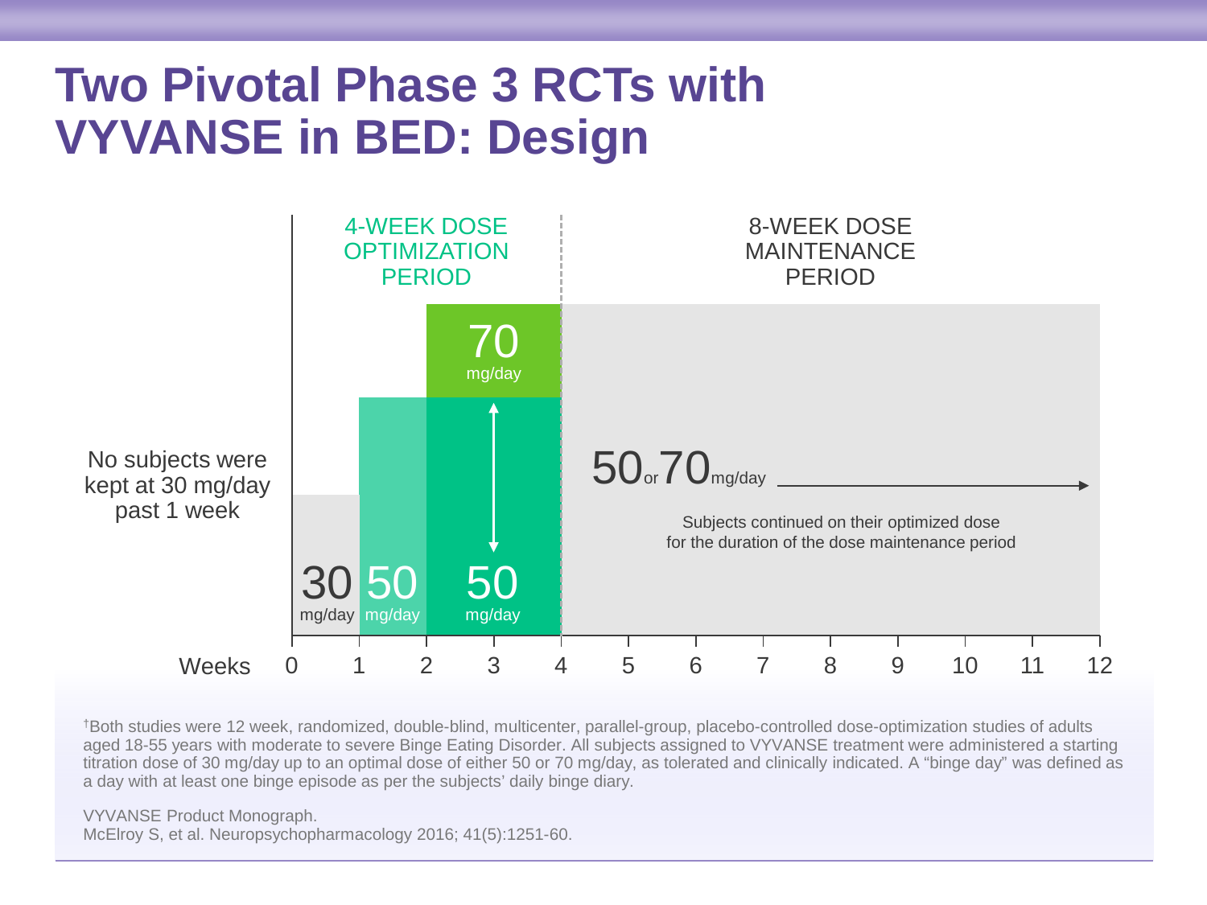# Two Pivotal Phase 3 RCTs with VYVANSE in BED: Design

4-WEEK DOSE OPTIMIZATION PERIOD

8-WEEK DOSE MAINTENANCE PERIOD

No subjects were kept at 30 mg/day past 1 week

30 mg/day

50 mg/day

50 mg/day

70 mg/day

50 or 70 mg/day

Subjects continued on their optimized dose for the duration of the dose maintenance period

Weeks 0 1 2 3 4 5 6 7 8 9 10 11 12

†Both studies were 12 week, randomized, double-blind, multicenter, parallel-group, placebo-controlled dose-optimization studies of adults aged 18-55 years with moderate to severe Binge Eating Disorder. All subjects assigned to VYVANSE treatment were administered a starting titration dose of 30 mg/day up to an optimal dose of either 50 or 70 mg/day, as tolerated and clinically indicated. A "binge day" was defined as a day with at least one binge episode as per the subjects' daily binge diary.

VYVANSE Product Monograph.
McElroy S, et al. Neuropsychopharmacology 2016; 41(5):1251-60.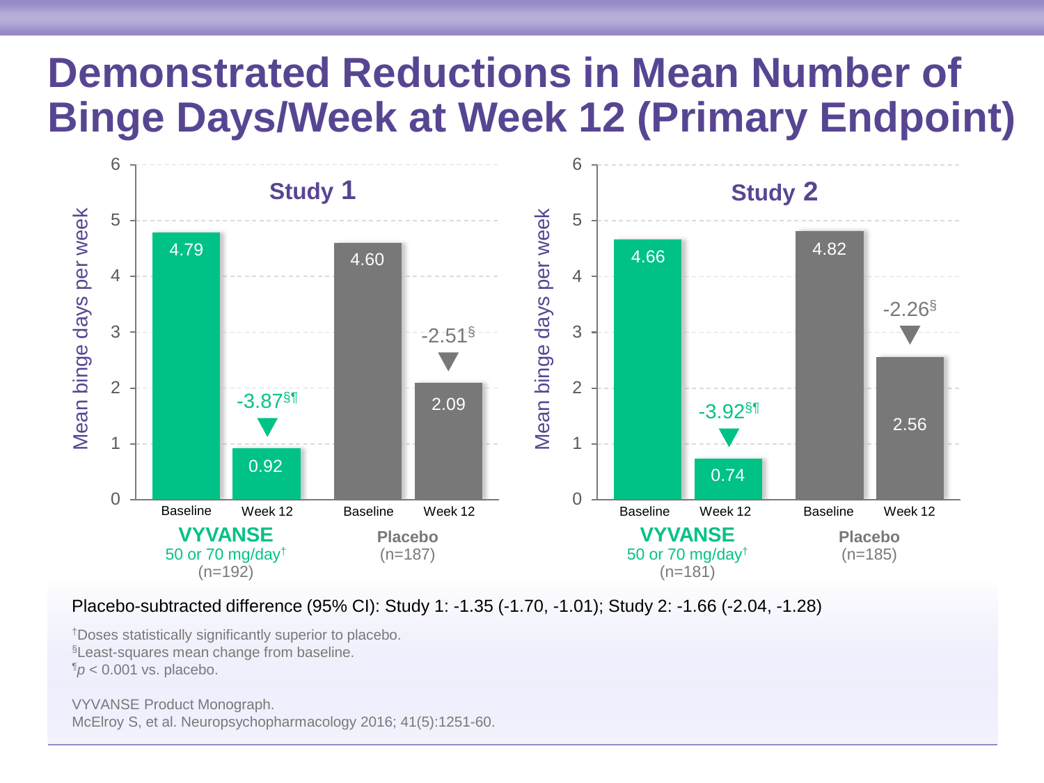# Demonstrated Reductions in Mean Number of Binge Days/Week at Week 12 (Primary Endpoint)

**Study 1**

| Mean binge days per week | Baseline | Week 12 | Change |
|---|---|---|---|
| VYVANSE 50 or 70 mg/day[†] (n=192) | 4.79 | 0.92 | -3.87[§¶] |
| Placebo (n=187) | 4.60 | 2.09 | -2.51[§] |

**Study 2**

| Mean binge days per week | Baseline | Week 12 | Change |
|---|---|---|---|
| VYVANSE 50 or 70 mg/day[†] (n=181) | 4.66 | 0.74 | -3.92[§¶] |
| Placebo (n=185) | 4.82 | 2.56 | -2.26[§] |

Placebo-subtracted difference (95% CI): Study 1: -1.35 (-1.70, -1.01); Study 2: -1.66 (-2.04, -1.28)

[†]Doses statistically significantly superior to placebo.
[§]Least-squares mean change from baseline.
[¶]$p < 0.001$ vs. placebo.

VYVANSE Product Monograph.
McElroy S, et al. Neuropsychopharmacology 2016; 41(5):1251-60.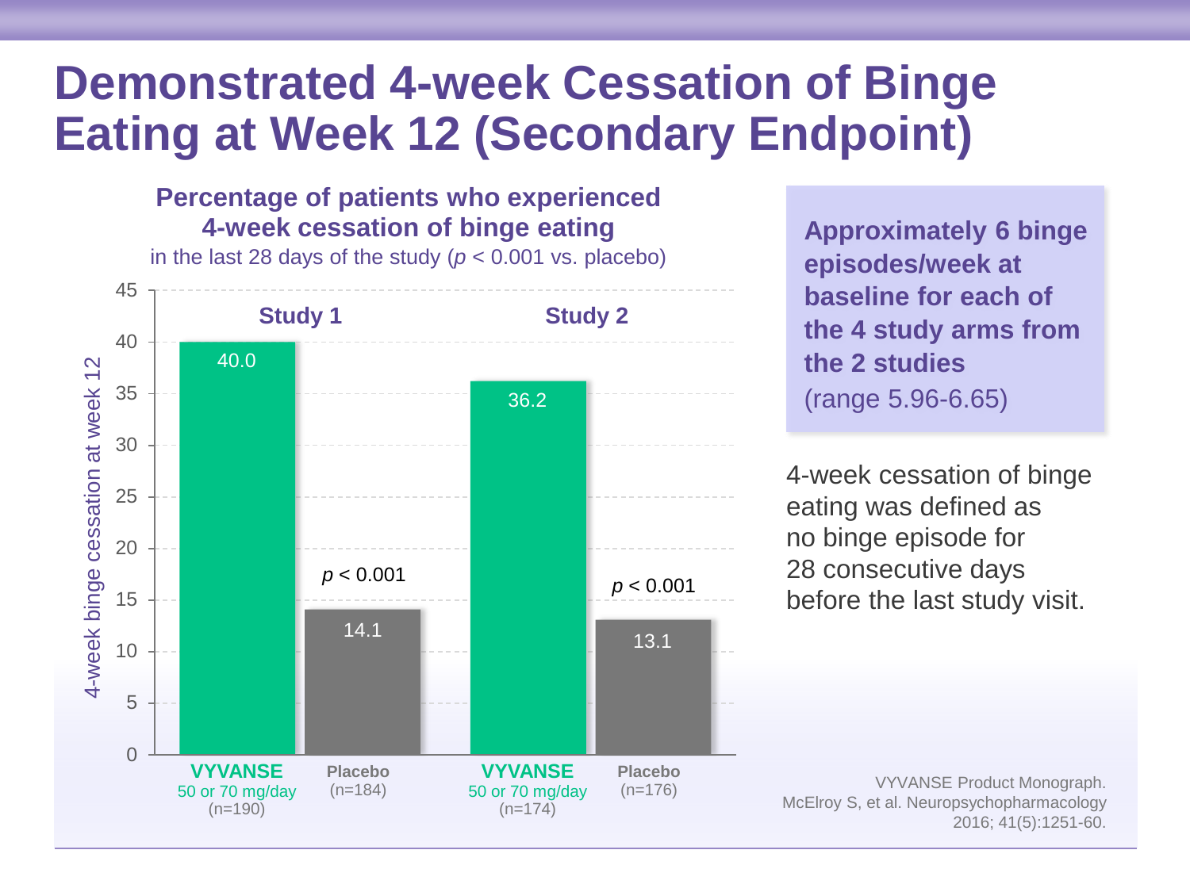# Demonstrated 4-week Cessation of Binge Eating at Week 12 (Secondary Endpoint)

**Percentage of patients who experienced 4-week cessation of binge eating**
in the last 28 days of the study ($p < 0.001$ vs. placebo)

| | Study 1 | | Study 2 | |
|---|---|---|---|---|
| | VYVANSE 50 or 70 mg/day (n=190) | Placebo (n=184) | VYVANSE 50 or 70 mg/day (n=174) | Placebo (n=176) |
| 4-week binge cessation at week 12 (%) | 40.0 | 14.1 | 36.2 | 13.1 |
| | | $p < 0.001$ | | $p < 0.001$ |

**Approximately 6 binge episodes/week at baseline for each of the 4 study arms from the 2 studies**
(range 5.96-6.65)

4-week cessation of binge eating was defined as no binge episode for 28 consecutive days before the last study visit.

VYVANSE Product Monograph.
McElroy S, et al. Neuropsychopharmacology 2016; 41(5):1251-60.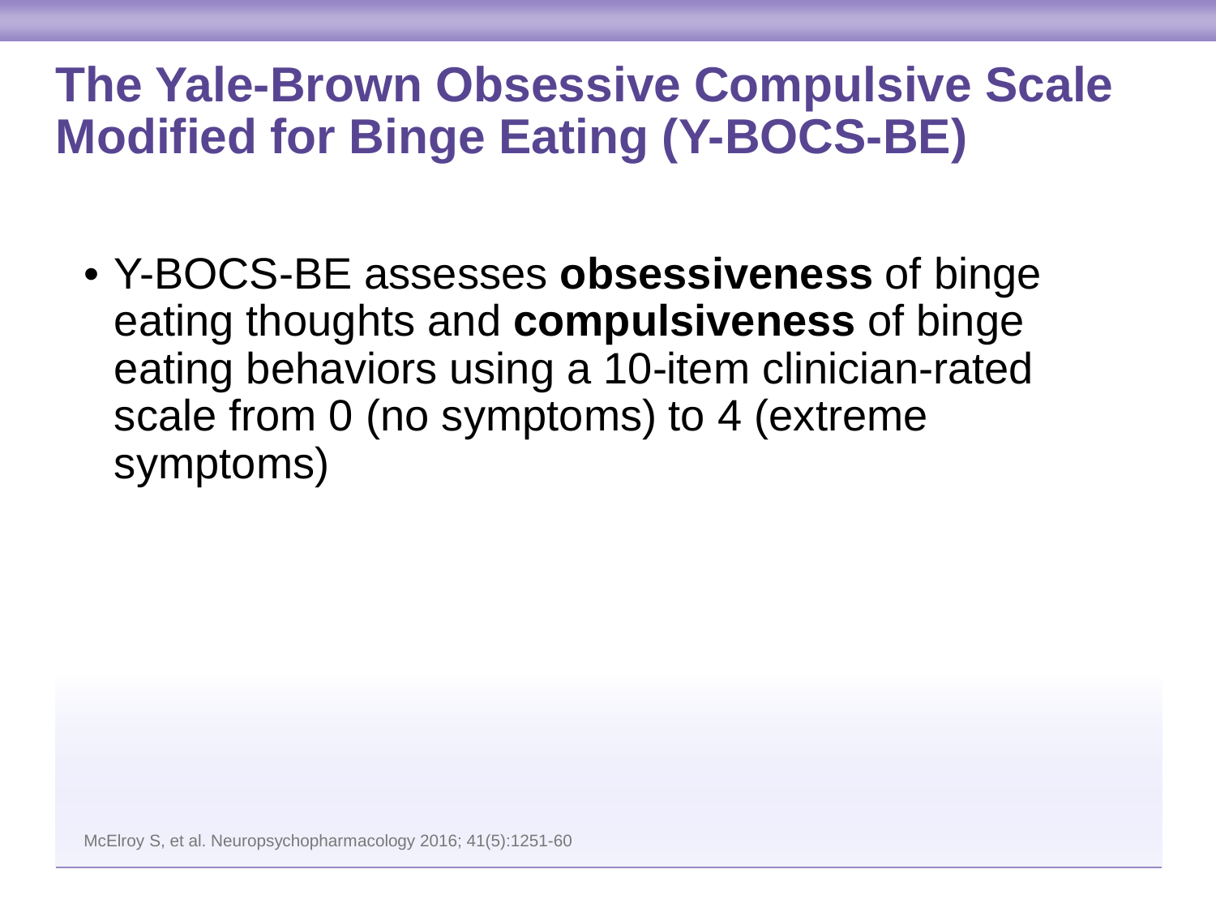# The Yale-Brown Obsessive Compulsive Scale Modified for Binge Eating (Y-BOCS-BE)

- Y-BOCS-BE assesses **obsessiveness** of binge eating thoughts and **compulsiveness** of binge eating behaviors using a 10-item clinician-rated scale from 0 (no symptoms) to 4 (extreme symptoms)

McElroy S, et al. Neuropsychopharmacology 2016; 41(5):1251-60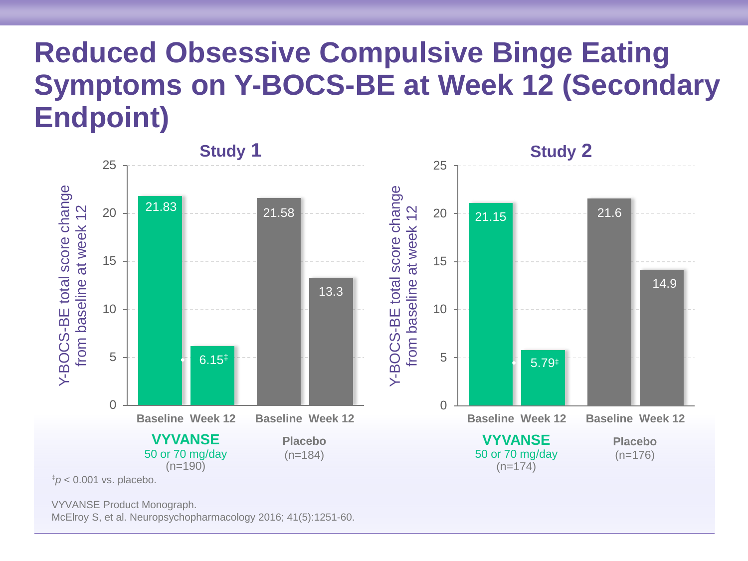# Reduced Obsessive Compulsive Binge Eating Symptoms on Y-BOCS-BE at Week 12 (Secondary Endpoint)

**Study 1**

Y-BOCS-BE total score change from baseline at week 12

| | VYVANSE 50 or 70 mg/day (n=190) | | Placebo (n=184) | |
|---|---|---|---|---|
| | Baseline | Week 12 | Baseline | Week 12 |
| Score | 21.83 | 6.15‡ | 21.58 | 13.3 |

**Study 2**

Y-BOCS-BE total score change from baseline at week 12

| | VYVANSE 50 or 70 mg/day (n=174) | | Placebo (n=176) | |
|---|---|---|---|---|
| | Baseline | Week 12 | Baseline | Week 12 |
| Score | 21.15 | 5.79‡ | 21.6 | 14.9 |

‡ $p < 0.001$ vs. placebo.

VYVANSE Product Monograph.
McElroy S, et al. Neuropsychopharmacology 2016; 41(5):1251-60.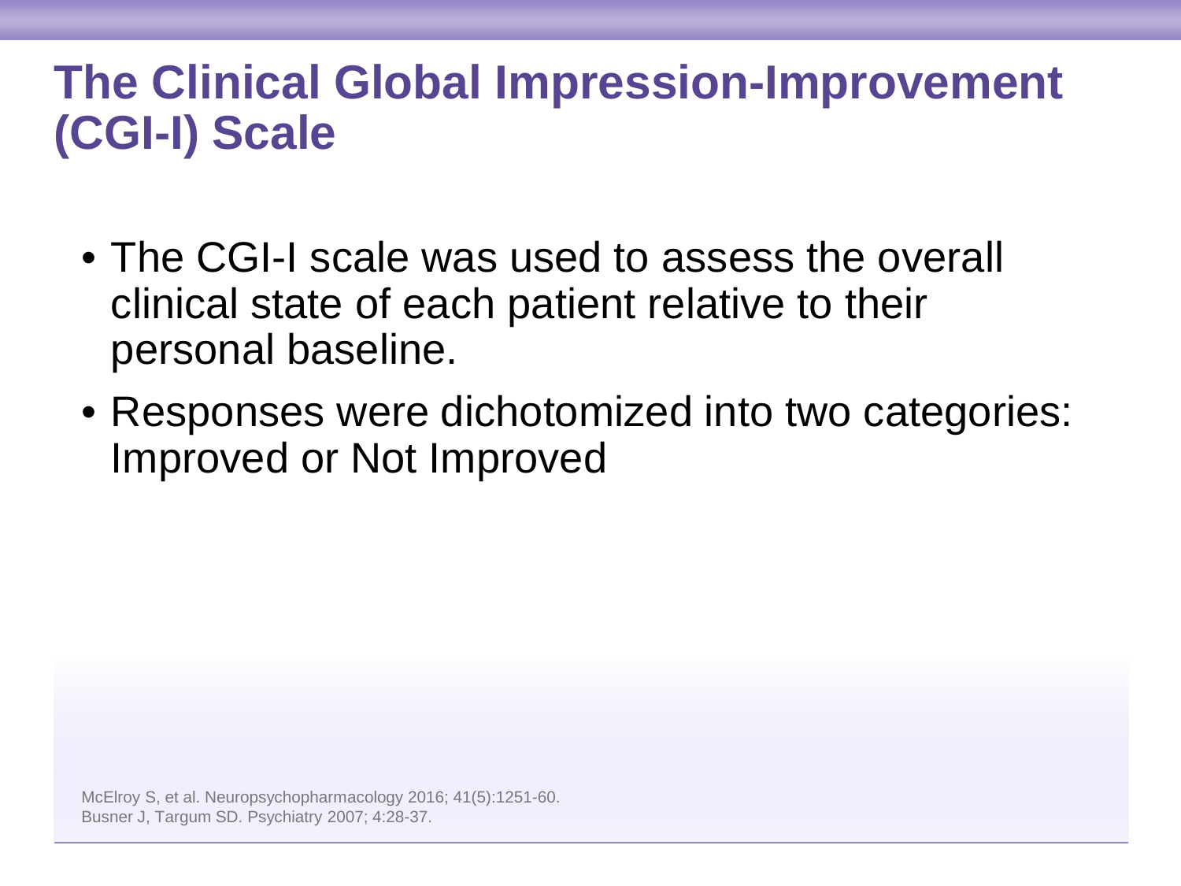# The Clinical Global Impression-Improvement (CGI-I) Scale

- The CGI-I scale was used to assess the overall clinical state of each patient relative to their personal baseline.
- Responses were dichotomized into two categories: Improved or Not Improved

McElroy S, et al. Neuropsychopharmacology 2016; 41(5):1251-60.
Busner J, Targum SD. Psychiatry 2007; 4:28-37.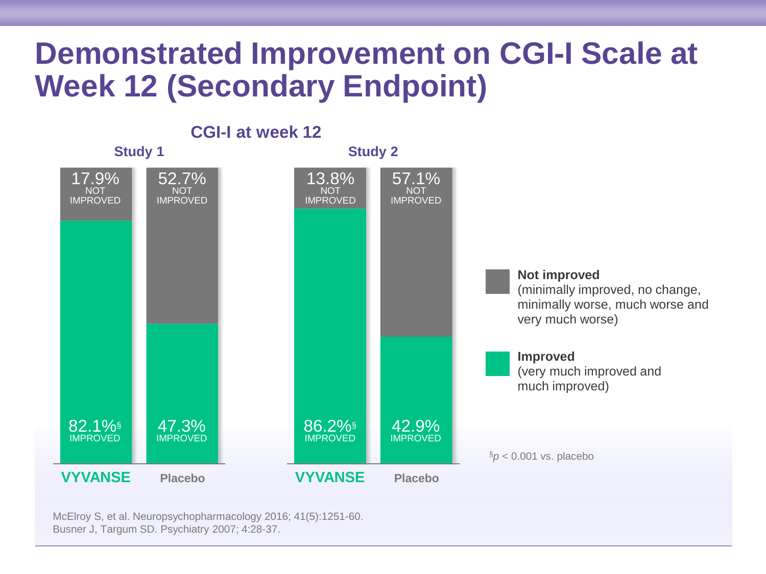# Demonstrated Improvement on CGI-I Scale at Week 12 (Secondary Endpoint)

**CGI-I at week 12**

| | Study 1 | | Study 2 | |
|---|---|---|---|---|
| | **VYVANSE** | **Placebo** | **VYVANSE** | **Placebo** |
| NOT IMPROVED | 17.9% | 52.7% | 13.8% | 57.1% |
| IMPROVED | 82.1%§ | 47.3% | 86.2%§ | 42.9% |

**Not improved** (minimally improved, no change, minimally worse, much worse and very much worse)

**Improved** (very much improved and much improved)

§$p < 0.001$ vs. placebo

McElroy S, et al. Neuropsychopharmacology 2016; 41(5):1251-60.
Busner J, Targum SD. Psychiatry 2007; 4:28-37.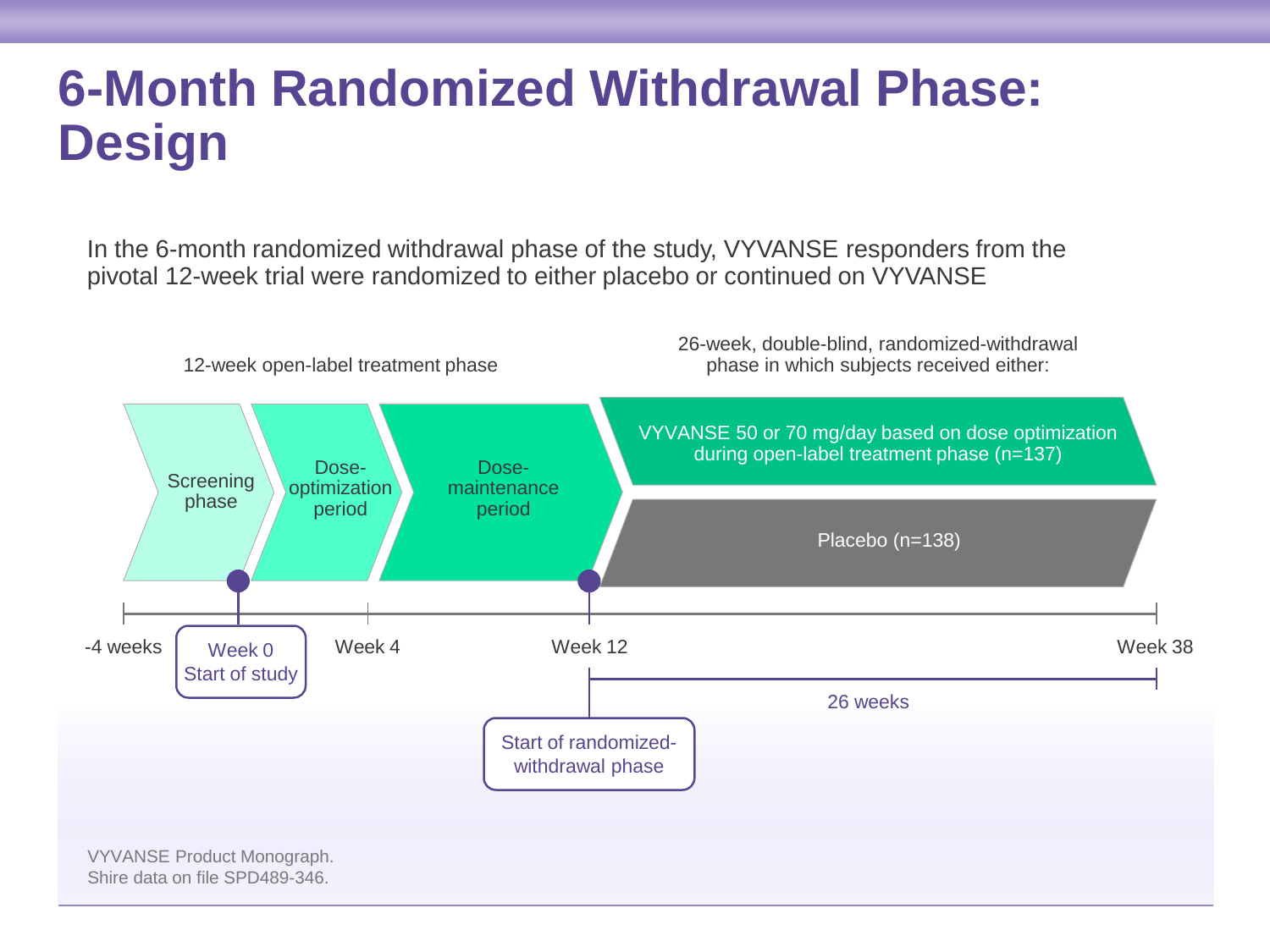# 6-Month Randomized Withdrawal Phase: Design

In the 6-month randomized withdrawal phase of the study, VYVANSE responders from the pivotal 12-week trial were randomized to either placebo or continued on VYVANSE

12-week open-label treatment phase

26-week, double-blind, randomized-withdrawal phase in which subjects received either:

- Screening phase
- Dose-optimization period
- Dose-maintenance period
- VYVANSE 50 or 70 mg/day based on dose optimization during open-label treatment phase (n=137)
- Placebo (n=138)

-4 weeks | Week 0 Start of study | Week 4 | Week 12 | Week 38

Start of randomized-withdrawal phase

26 weeks

VYVANSE Product Monograph.
Shire data on file SPD489-346.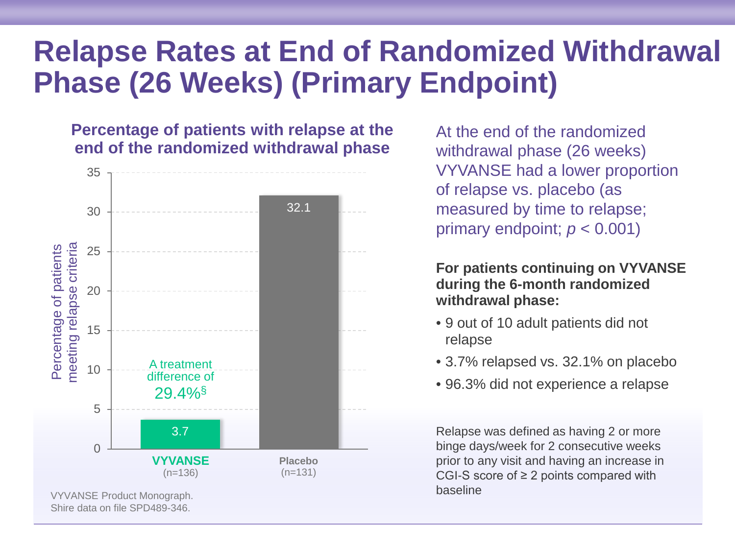# Relapse Rates at End of Randomized Withdrawal Phase (26 Weeks) (Primary Endpoint)

**Percentage of patients with relapse at the end of the randomized withdrawal phase**

| | VYVANSE (n=136) | Placebo (n=131) |
|---|---|---|
| Percentage of patients meeting relapse criteria | 3.7 | 32.1 |

A treatment difference of 29.4%§

VYVANSE Product Monograph.
Shire data on file SPD489-346.

At the end of the randomized withdrawal phase (26 weeks) VYVANSE had a lower proportion of relapse vs. placebo (as measured by time to relapse; primary endpoint; $p < 0.001$)

**For patients continuing on VYVANSE during the 6-month randomized withdrawal phase:**

- 9 out of 10 adult patients did not relapse
- 3.7% relapsed vs. 32.1% on placebo
- 96.3% did not experience a relapse

Relapse was defined as having 2 or more binge days/week for 2 consecutive weeks prior to any visit and having an increase in CGI-S score of ≥ 2 points compared with baseline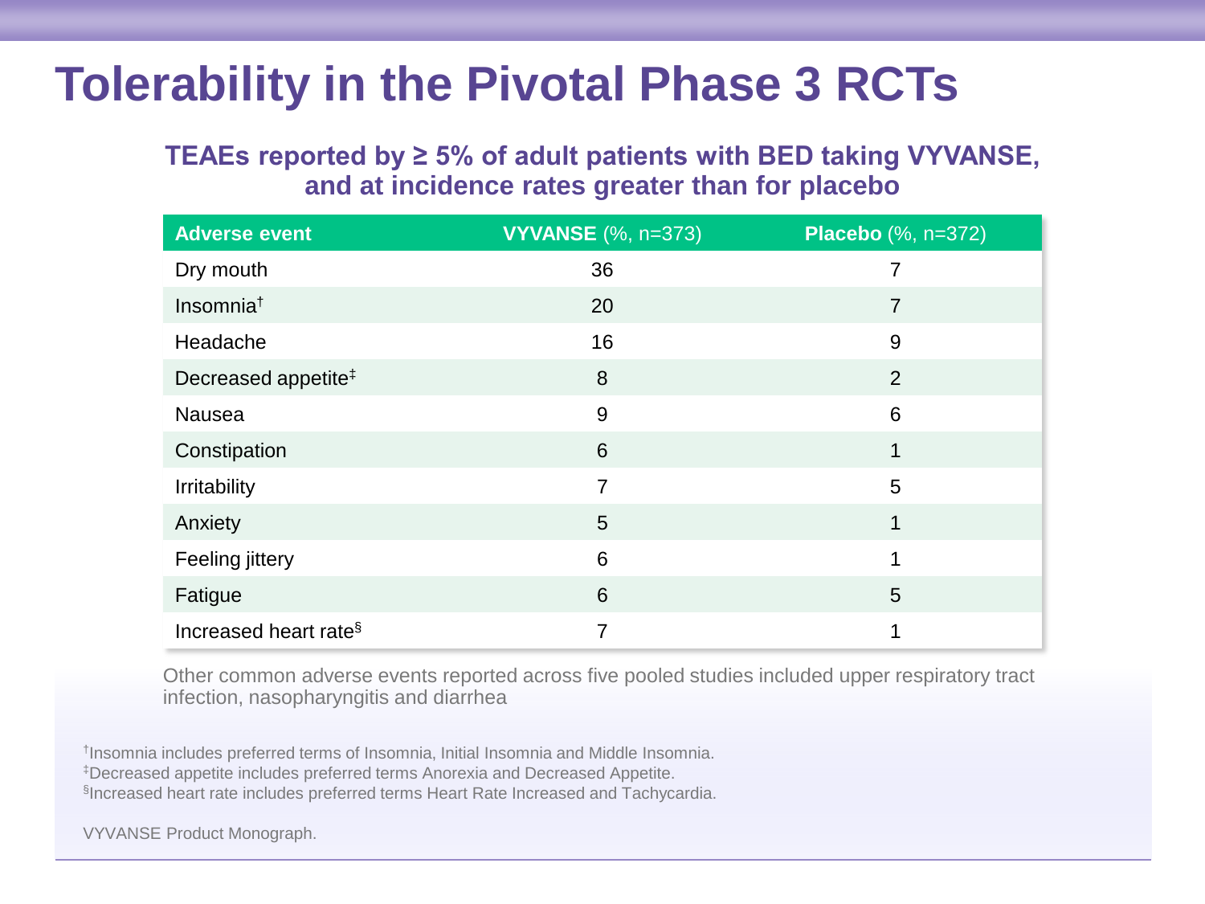# Tolerability in the Pivotal Phase 3 RCTs

**TEAEs reported by ≥ 5% of adult patients with BED taking VYVANSE, and at incidence rates greater than for placebo**

| Adverse event | **VYVANSE** (%, n=373) | **Placebo** (%, n=372) |
|---|---|---|
| Dry mouth | 36 | 7 |
| Insomnia[†] | 20 | 7 |
| Headache | 16 | 9 |
| Decreased appetite[‡] | 8 | 2 |
| Nausea | 9 | 6 |
| Constipation | 6 | 1 |
| Irritability | 7 | 5 |
| Anxiety | 5 | 1 |
| Feeling jittery | 6 | 1 |
| Fatigue | 6 | 5 |
| Increased heart rate[§] | 7 | 1 |

Other common adverse events reported across five pooled studies included upper respiratory tract infection, nasopharyngitis and diarrhea

[†]Insomnia includes preferred terms of Insomnia, Initial Insomnia and Middle Insomnia.
[‡]Decreased appetite includes preferred terms Anorexia and Decreased Appetite.
[§]Increased heart rate includes preferred terms Heart Rate Increased and Tachycardia.

VYVANSE Product Monograph.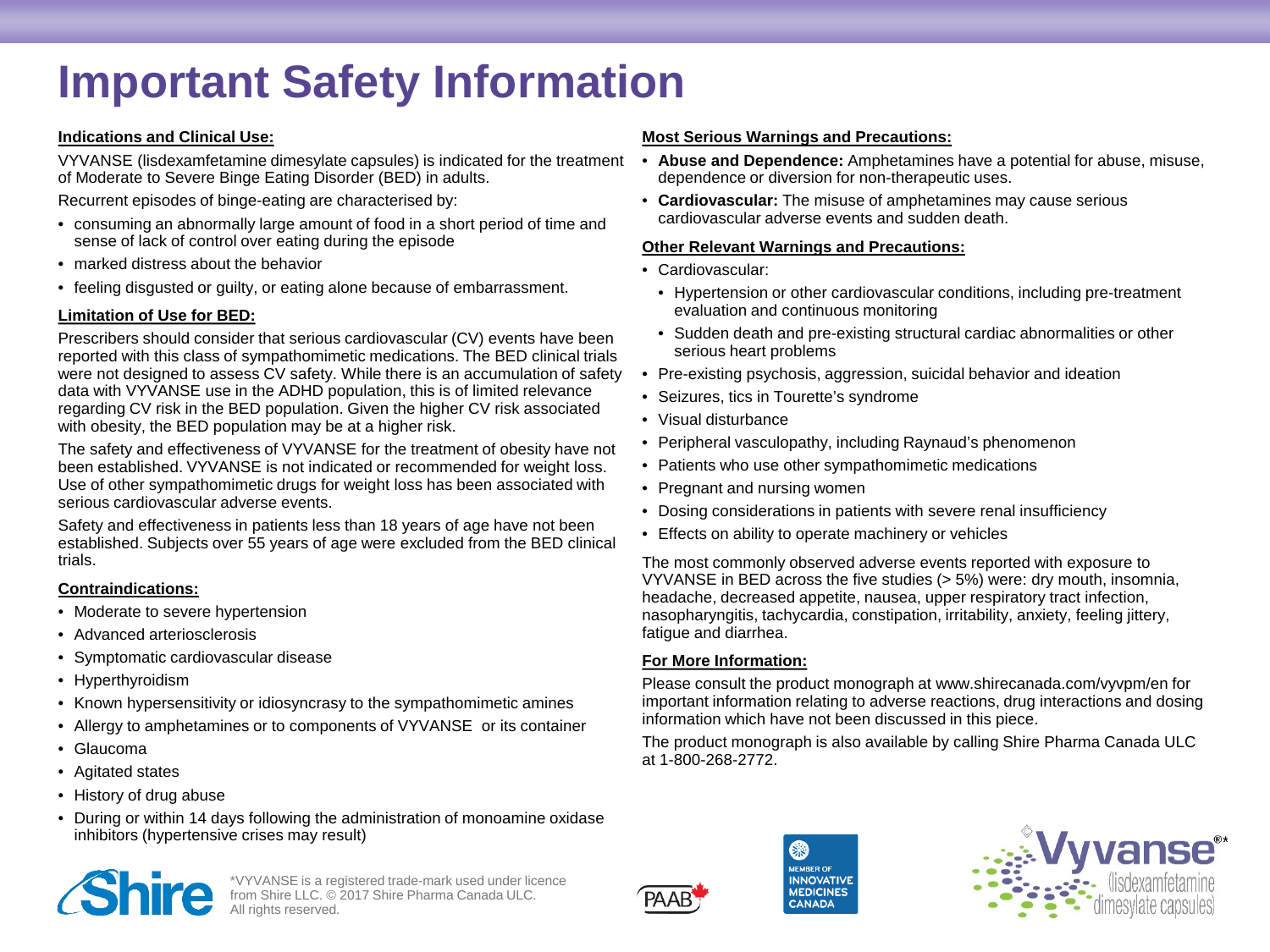# Important Safety Information

**Indications and Clinical Use:**

VYVANSE (lisdexamfetamine dimesylate capsules) is indicated for the treatment of Moderate to Severe Binge Eating Disorder (BED) in adults.

Recurrent episodes of binge-eating are characterised by:

- consuming an abnormally large amount of food in a short period of time and sense of lack of control over eating during the episode
- marked distress about the behavior
- feeling disgusted or guilty, or eating alone because of embarrassment.

**Limitation of Use for BED:**

Prescribers should consider that serious cardiovascular (CV) events have been reported with this class of sympathomimetic medications. The BED clinical trials were not designed to assess CV safety. While there is an accumulation of safety data with VYVANSE use in the ADHD population, this is of limited relevance regarding CV risk in the BED population. Given the higher CV risk associated with obesity, the BED population may be at a higher risk.

The safety and effectiveness of VYVANSE for the treatment of obesity have not been established. VYVANSE is not indicated or recommended for weight loss. Use of other sympathomimetic drugs for weight loss has been associated with serious cardiovascular adverse events.

Safety and effectiveness in patients less than 18 years of age have not been established. Subjects over 55 years of age were excluded from the BED clinical trials.

**Contraindications:**

- Moderate to severe hypertension
- Advanced arteriosclerosis
- Symptomatic cardiovascular disease
- Hyperthyroidism
- Known hypersensitivity or idiosyncrasy to the sympathomimetic amines
- Allergy to amphetamines or to components of VYVANSE or its container
- Glaucoma
- Agitated states
- History of drug abuse
- During or within 14 days following the administration of monoamine oxidase inhibitors (hypertensive crises may result)

**Most Serious Warnings and Precautions:**

- **Abuse and Dependence:** Amphetamines have a potential for abuse, misuse, dependence or diversion for non-therapeutic uses.
- **Cardiovascular:** The misuse of amphetamines may cause serious cardiovascular adverse events and sudden death.

**Other Relevant Warnings and Precautions:**

- Cardiovascular:
  - Hypertension or other cardiovascular conditions, including pre-treatment evaluation and continuous monitoring
  - Sudden death and pre-existing structural cardiac abnormalities or other serious heart problems
- Pre-existing psychosis, aggression, suicidal behavior and ideation
- Seizures, tics in Tourette's syndrome
- Visual disturbance
- Peripheral vasculopathy, including Raynaud's phenomenon
- Patients who use other sympathomimetic medications
- Pregnant and nursing women
- Dosing considerations in patients with severe renal insufficiency
- Effects on ability to operate machinery or vehicles

The most commonly observed adverse events reported with exposure to VYVANSE in BED across the five studies (> 5%) were: dry mouth, insomnia, headache, decreased appetite, nausea, upper respiratory tract infection, nasopharyngitis, tachycardia, constipation, irritability, anxiety, feeling jittery, fatigue and diarrhea.

**For More Information:**

Please consult the product monograph at www.shirecanada.com/vyvpm/en for important information relating to adverse reactions, drug interactions and dosing information which have not been discussed in this piece.

The product monograph is also available by calling Shire Pharma Canada ULC at 1-800-268-2772.

*VYVANSE is a registered trade-mark used under licence from Shire LLC. © 2017 Shire Pharma Canada ULC. All rights reserved.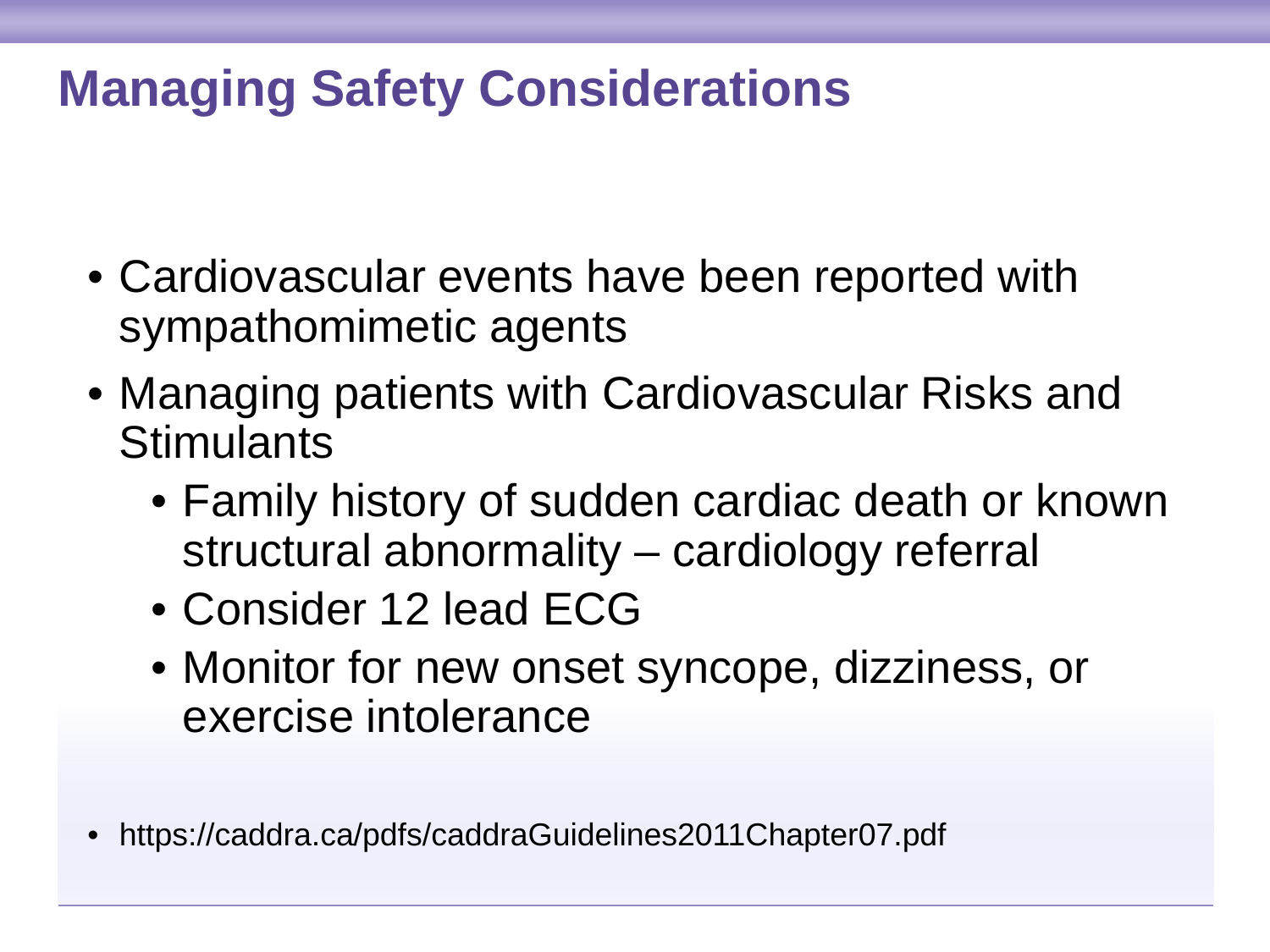# Managing Safety Considerations

- Cardiovascular events have been reported with sympathomimetic agents
- Managing patients with Cardiovascular Risks and Stimulants
  - Family history of sudden cardiac death or known structural abnormality – cardiology referral
  - Consider 12 lead ECG
  - Monitor for new onset syncope, dizziness, or exercise intolerance

- https://caddra.ca/pdfs/caddraGuidelines2011Chapter07.pdf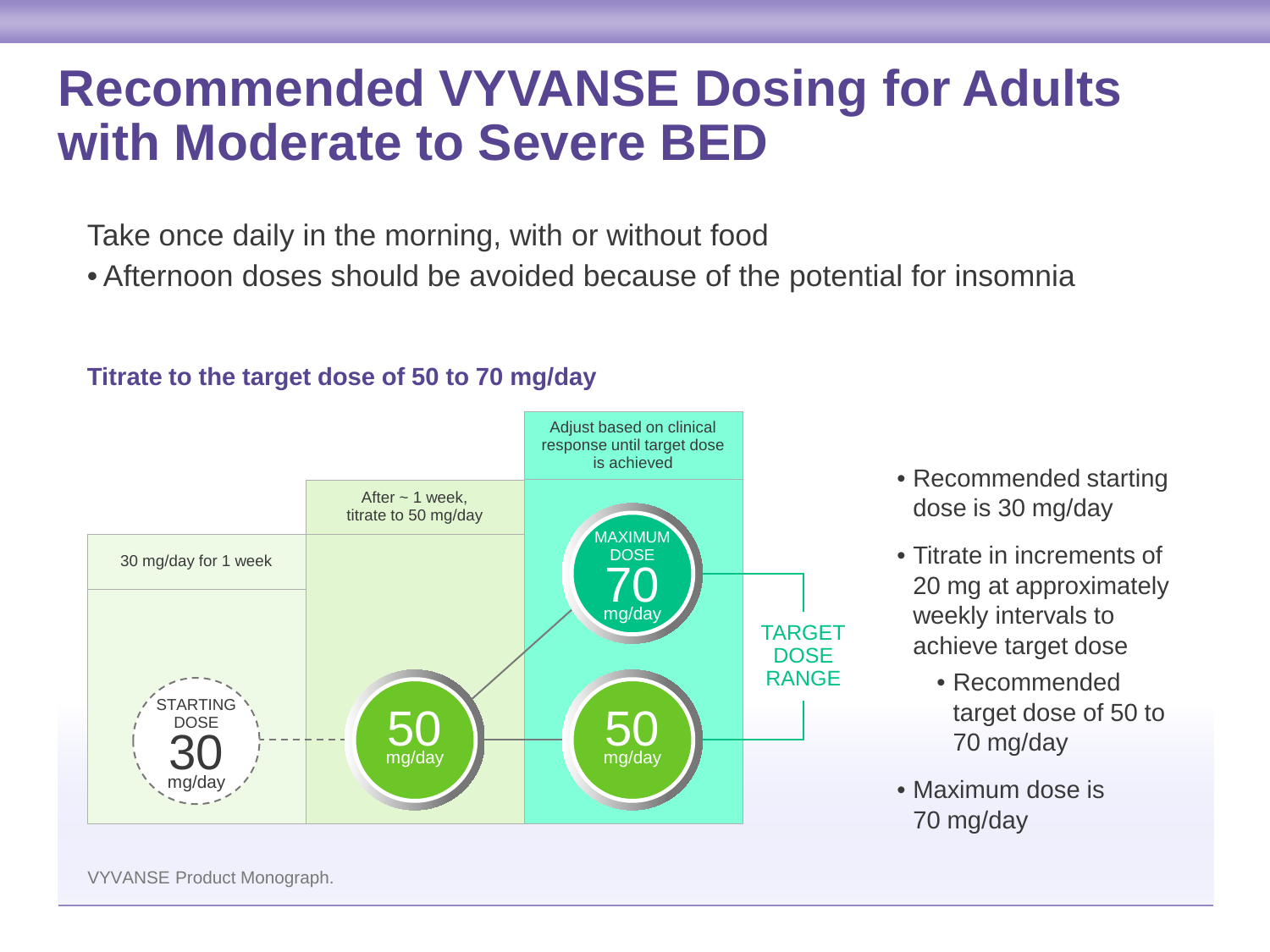# Recommended VYVANSE Dosing for Adults with Moderate to Severe BED

Take once daily in the morning, with or without food

- Afternoon doses should be avoided because of the potential for insomnia

**Titrate to the target dose of 50 to 70 mg/day**

| 30 mg/day for 1 week | After ~ 1 week, titrate to 50 mg/day | Adjust based on clinical response until target dose is achieved |
| --- | --- | --- |
| STARTING DOSE 30 mg/day | 50 mg/day | MAXIMUM DOSE 70 mg/day; 50 mg/day |

TARGET DOSE RANGE

- Recommended starting dose is 30 mg/day
- Titrate in increments of 20 mg at approximately weekly intervals to achieve target dose
  - Recommended target dose of 50 to 70 mg/day
- Maximum dose is 70 mg/day

VYVANSE Product Monograph.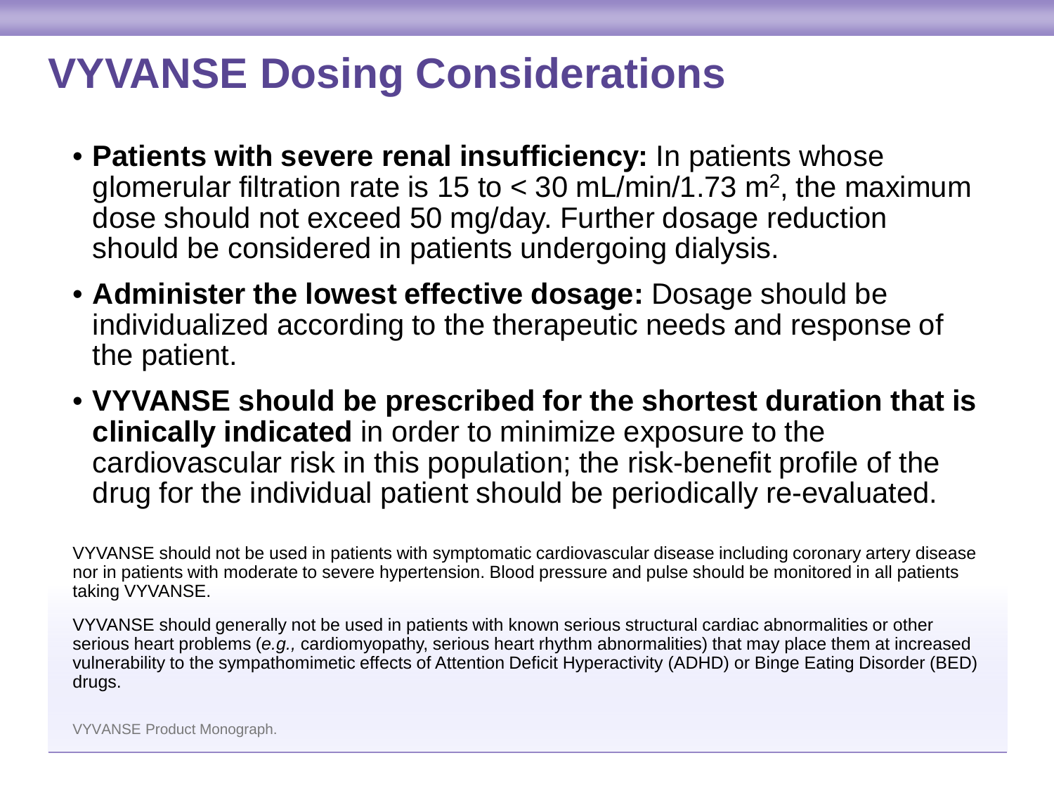# VYVANSE Dosing Considerations

- **Patients with severe renal insufficiency:** In patients whose glomerular filtration rate is 15 to < 30 mL/min/1.73 $m^2$, the maximum dose should not exceed 50 mg/day. Further dosage reduction should be considered in patients undergoing dialysis.
- **Administer the lowest effective dosage:** Dosage should be individualized according to the therapeutic needs and response of the patient.
- **VYVANSE should be prescribed for the shortest duration that is clinically indicated** in order to minimize exposure to the cardiovascular risk in this population; the risk-benefit profile of the drug for the individual patient should be periodically re-evaluated.

VYVANSE should not be used in patients with symptomatic cardiovascular disease including coronary artery disease nor in patients with moderate to severe hypertension. Blood pressure and pulse should be monitored in all patients taking VYVANSE.

VYVANSE should generally not be used in patients with known serious structural cardiac abnormalities or other serious heart problems (*e.g.,* cardiomyopathy, serious heart rhythm abnormalities) that may place them at increased vulnerability to the sympathomimetic effects of Attention Deficit Hyperactivity (ADHD) or Binge Eating Disorder (BED) drugs.

VYVANSE Product Monograph.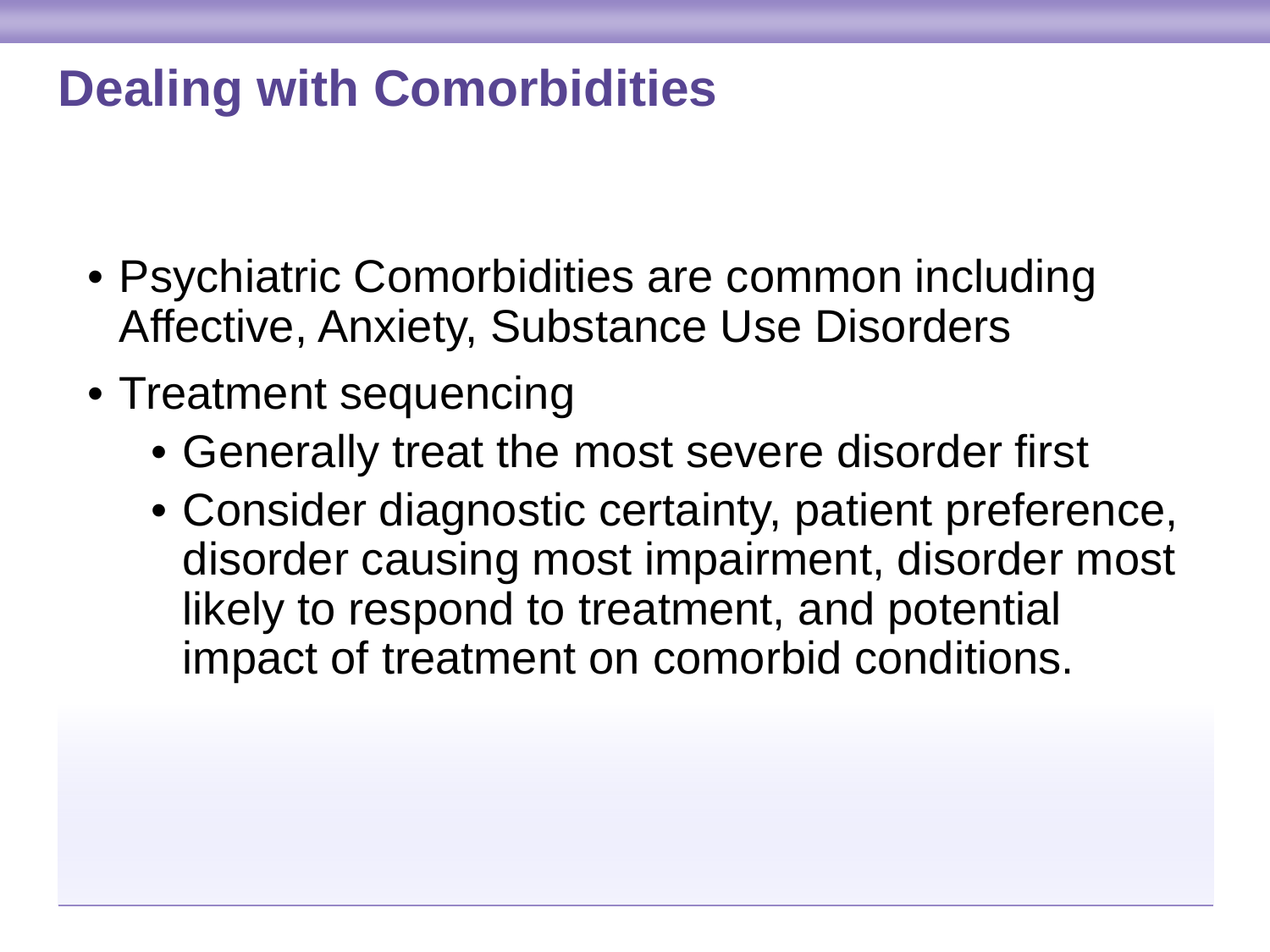# Dealing with Comorbidities

- Psychiatric Comorbidities are common including Affective, Anxiety, Substance Use Disorders
- Treatment sequencing
  - Generally treat the most severe disorder first
  - Consider diagnostic certainty, patient preference, disorder causing most impairment, disorder most likely to respond to treatment, and potential impact of treatment on comorbid conditions.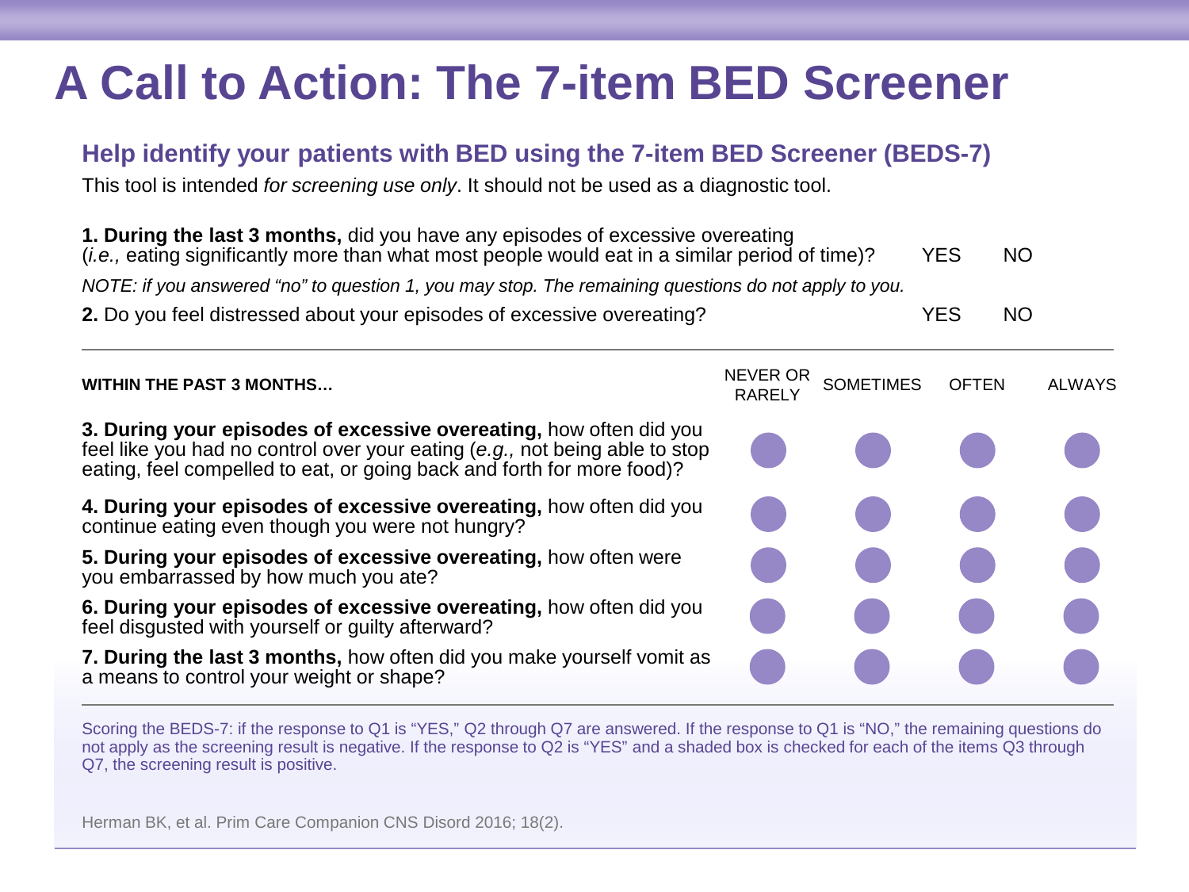# A Call to Action: The 7-item BED Screener

## Help identify your patients with BED using the 7-item BED Screener (BEDS-7)

This tool is intended *for screening use only*. It should not be used as a diagnostic tool.

**1. During the last 3 months,** did you have any episodes of excessive overeating (*i.e.,* eating significantly more than what most people would eat in a similar period of time)? YES NO

*NOTE: if you answered "no" to question 1, you may stop. The remaining questions do not apply to you.*

**2.** Do you feel distressed about your episodes of excessive overeating? YES NO

| WITHIN THE PAST 3 MONTHS… | NEVER OR RARELY | SOMETIMES | OFTEN | ALWAYS |
|---|---|---|---|---|
| **3. During your episodes of excessive overeating,** how often did you feel like you had no control over your eating (*e.g.,* not being able to stop eating, feel compelled to eat, or going back and forth for more food)? | ● | ● | ● | ● |
| **4. During your episodes of excessive overeating,** how often did you continue eating even though you were not hungry? | ● | ● | ● | ● |
| **5. During your episodes of excessive overeating,** how often were you embarrassed by how much you ate? | ● | ● | ● | ● |
| **6. During your episodes of excessive overeating,** how often did you feel disgusted with yourself or guilty afterward? | ● | ● | ● | ● |
| **7. During the last 3 months,** how often did you make yourself vomit as a means to control your weight or shape? | ● | ● | ● | ● |

Scoring the BEDS-7: if the response to Q1 is "YES," Q2 through Q7 are answered. If the response to Q1 is "NO," the remaining questions do not apply as the screening result is negative. If the response to Q2 is "YES" and a shaded box is checked for each of the items Q3 through Q7, the screening result is positive.

Herman BK, et al. Prim Care Companion CNS Disord 2016; 18(2).